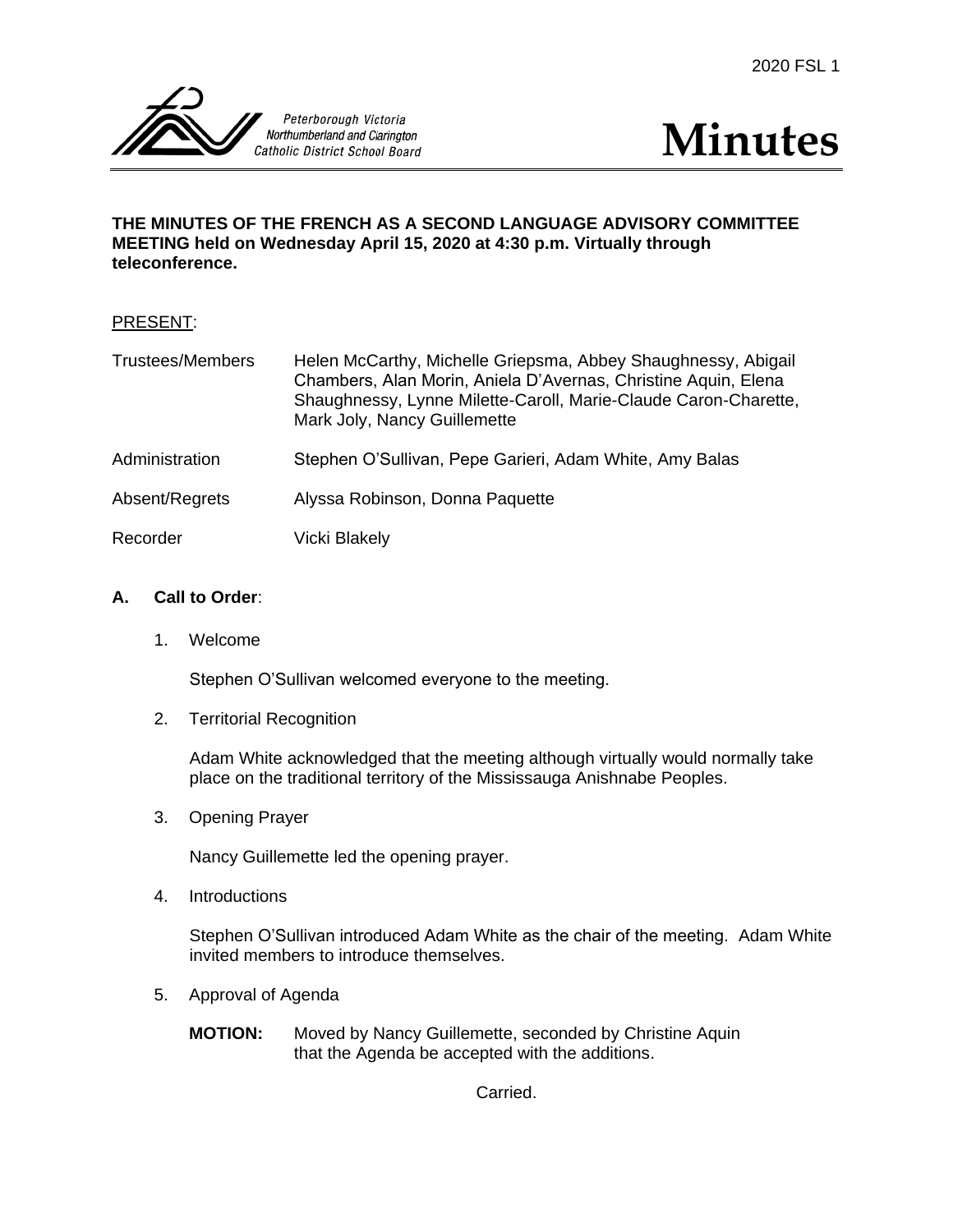2020 FSL 1

Peterborough Victoria Northumberland and Clarington Catholic District School Board

# Minutes

**THE MINUTES OF THE FRENCH AS A SECOND LANGUAGE ADVISORY COMMITTEE MEETING held on Wednesday April 15, 2020 at 4:30 p.m. Virtually through teleconference.**

PRESENT:

| | |
|---|---|
| Trustees/Members | Helen McCarthy, Michelle Griepsma, Abbey Shaughnessy, Abigail Chambers, Alan Morin, Aniela D'Avernas, Christine Aquin, Elena Shaughnessy, Lynne Milette-Caroll, Marie-Claude Caron-Charette, Mark Joly, Nancy Guillemette |
| Administration | Stephen O'Sullivan, Pepe Garieri, Adam White, Amy Balas |
| Absent/Regrets | Alyssa Robinson, Donna Paquette |
| Recorder | Vicki Blakely |

## A. Call to Order:

1. Welcome

   Stephen O'Sullivan welcomed everyone to the meeting.

2. Territorial Recognition

   Adam White acknowledged that the meeting although virtually would normally take place on the traditional territory of the Mississauga Anishnabe Peoples.

3. Opening Prayer

   Nancy Guillemette led the opening prayer.

4. Introductions

   Stephen O'Sullivan introduced Adam White as the chair of the meeting. Adam White invited members to introduce themselves.

5. Approval of Agenda

   **MOTION:** Moved by Nancy Guillemette, seconded by Christine Aquin that the Agenda be accepted with the additions.

   Carried.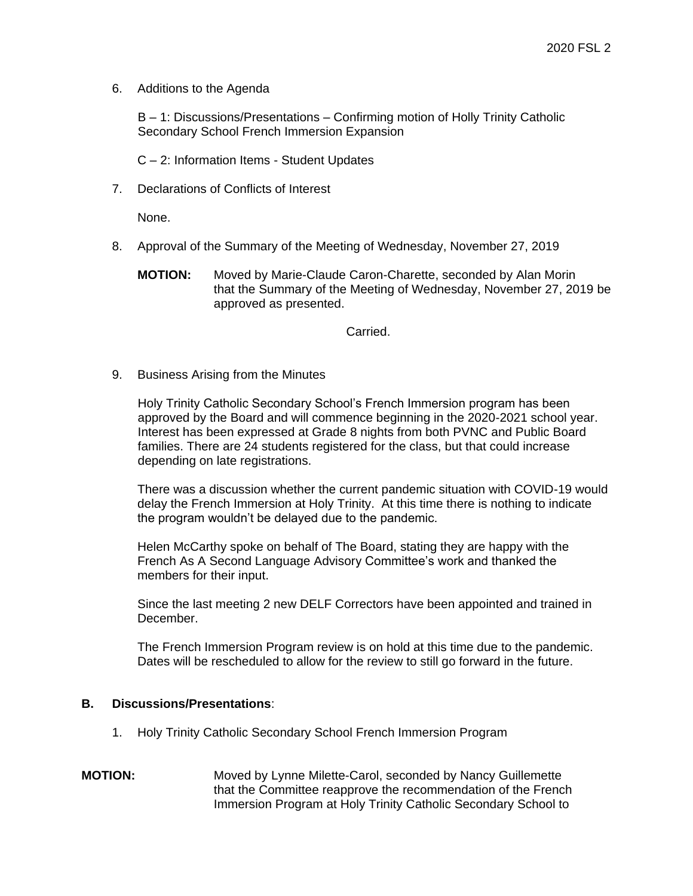6. Additions to the Agenda

   B – 1: Discussions/Presentations – Confirming motion of Holly Trinity Catholic Secondary School French Immersion Expansion

   C – 2: Information Items - Student Updates

7. Declarations of Conflicts of Interest

   None.

8. Approval of the Summary of the Meeting of Wednesday, November 27, 2019

   **MOTION:** Moved by Marie-Claude Caron-Charette, seconded by Alan Morin that the Summary of the Meeting of Wednesday, November 27, 2019 be approved as presented.

   Carried.

9. Business Arising from the Minutes

   Holy Trinity Catholic Secondary School's French Immersion program has been approved by the Board and will commence beginning in the 2020-2021 school year. Interest has been expressed at Grade 8 nights from both PVNC and Public Board families. There are 24 students registered for the class, but that could increase depending on late registrations.

   There was a discussion whether the current pandemic situation with COVID-19 would delay the French Immersion at Holy Trinity. At this time there is nothing to indicate the program wouldn't be delayed due to the pandemic.

   Helen McCarthy spoke on behalf of The Board, stating they are happy with the French As A Second Language Advisory Committee's work and thanked the members for their input.

   Since the last meeting 2 new DELF Correctors have been appointed and trained in December.

   The French Immersion Program review is on hold at this time due to the pandemic. Dates will be rescheduled to allow for the review to still go forward in the future.

**B. Discussions/Presentations**:

1. Holy Trinity Catholic Secondary School French Immersion Program

**MOTION:** Moved by Lynne Milette-Carol, seconded by Nancy Guillemette that the Committee reapprove the recommendation of the French Immersion Program at Holy Trinity Catholic Secondary School to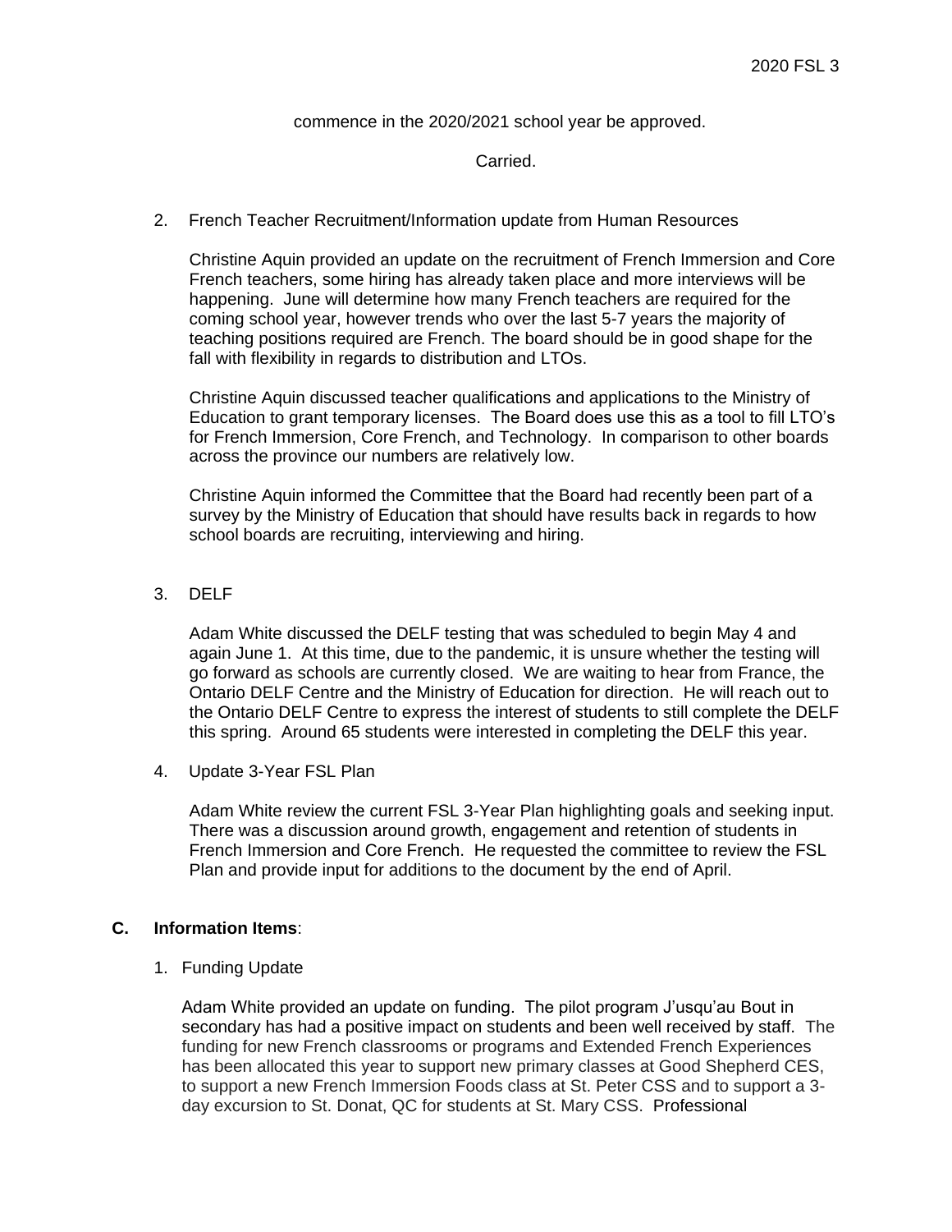commence in the 2020/2021 school year be approved.

Carried.

2. French Teacher Recruitment/Information update from Human Resources

   Christine Aquin provided an update on the recruitment of French Immersion and Core French teachers, some hiring has already taken place and more interviews will be happening. June will determine how many French teachers are required for the coming school year, however trends who over the last 5-7 years the majority of teaching positions required are French. The board should be in good shape for the fall with flexibility in regards to distribution and LTOs.

   Christine Aquin discussed teacher qualifications and applications to the Ministry of Education to grant temporary licenses. The Board does use this as a tool to fill LTO's for French Immersion, Core French, and Technology. In comparison to other boards across the province our numbers are relatively low.

   Christine Aquin informed the Committee that the Board had recently been part of a survey by the Ministry of Education that should have results back in regards to how school boards are recruiting, interviewing and hiring.

3. DELF

   Adam White discussed the DELF testing that was scheduled to begin May 4 and again June 1. At this time, due to the pandemic, it is unsure whether the testing will go forward as schools are currently closed. We are waiting to hear from France, the Ontario DELF Centre and the Ministry of Education for direction. He will reach out to the Ontario DELF Centre to express the interest of students to still complete the DELF this spring. Around 65 students were interested in completing the DELF this year.

4. Update 3-Year FSL Plan

   Adam White review the current FSL 3-Year Plan highlighting goals and seeking input. There was a discussion around growth, engagement and retention of students in French Immersion and Core French. He requested the committee to review the FSL Plan and provide input for additions to the document by the end of April.

**C. Information Items**:

1. Funding Update

   Adam White provided an update on funding. The pilot program J'usqu'au Bout in secondary has had a positive impact on students and been well received by staff. The funding for new French classrooms or programs and Extended French Experiences has been allocated this year to support new primary classes at Good Shepherd CES, to support a new French Immersion Foods class at St. Peter CSS and to support a 3-day excursion to St. Donat, QC for students at St. Mary CSS. Professional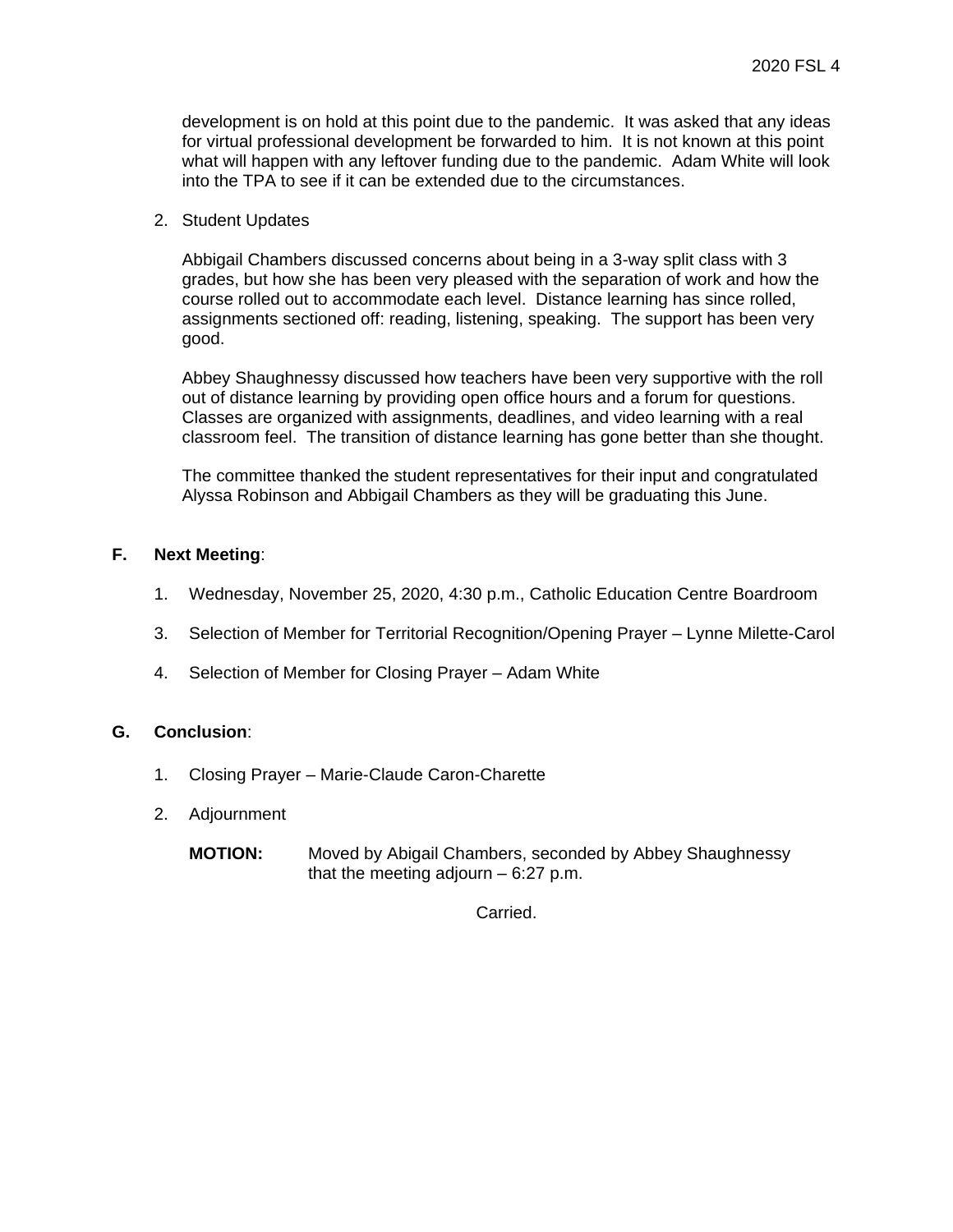development is on hold at this point due to the pandemic. It was asked that any ideas for virtual professional development be forwarded to him. It is not known at this point what will happen with any leftover funding due to the pandemic. Adam White will look into the TPA to see if it can be extended due to the circumstances.

2. Student Updates

   Abbigail Chambers discussed concerns about being in a 3-way split class with 3 grades, but how she has been very pleased with the separation of work and how the course rolled out to accommodate each level. Distance learning has since rolled, assignments sectioned off: reading, listening, speaking. The support has been very good.

   Abbey Shaughnessy discussed how teachers have been very supportive with the roll out of distance learning by providing open office hours and a forum for questions. Classes are organized with assignments, deadlines, and video learning with a real classroom feel. The transition of distance learning has gone better than she thought.

   The committee thanked the student representatives for their input and congratulated Alyssa Robinson and Abbigail Chambers as they will be graduating this June.

**F. Next Meeting**:

1. Wednesday, November 25, 2020, 4:30 p.m., Catholic Education Centre Boardroom

3. Selection of Member for Territorial Recognition/Opening Prayer – Lynne Milette-Carol

4. Selection of Member for Closing Prayer – Adam White

**G. Conclusion**:

1. Closing Prayer – Marie-Claude Caron-Charette

2. Adjournment

   **MOTION:** Moved by Abigail Chambers, seconded by Abbey Shaughnessy that the meeting adjourn – 6:27 p.m.

   Carried.